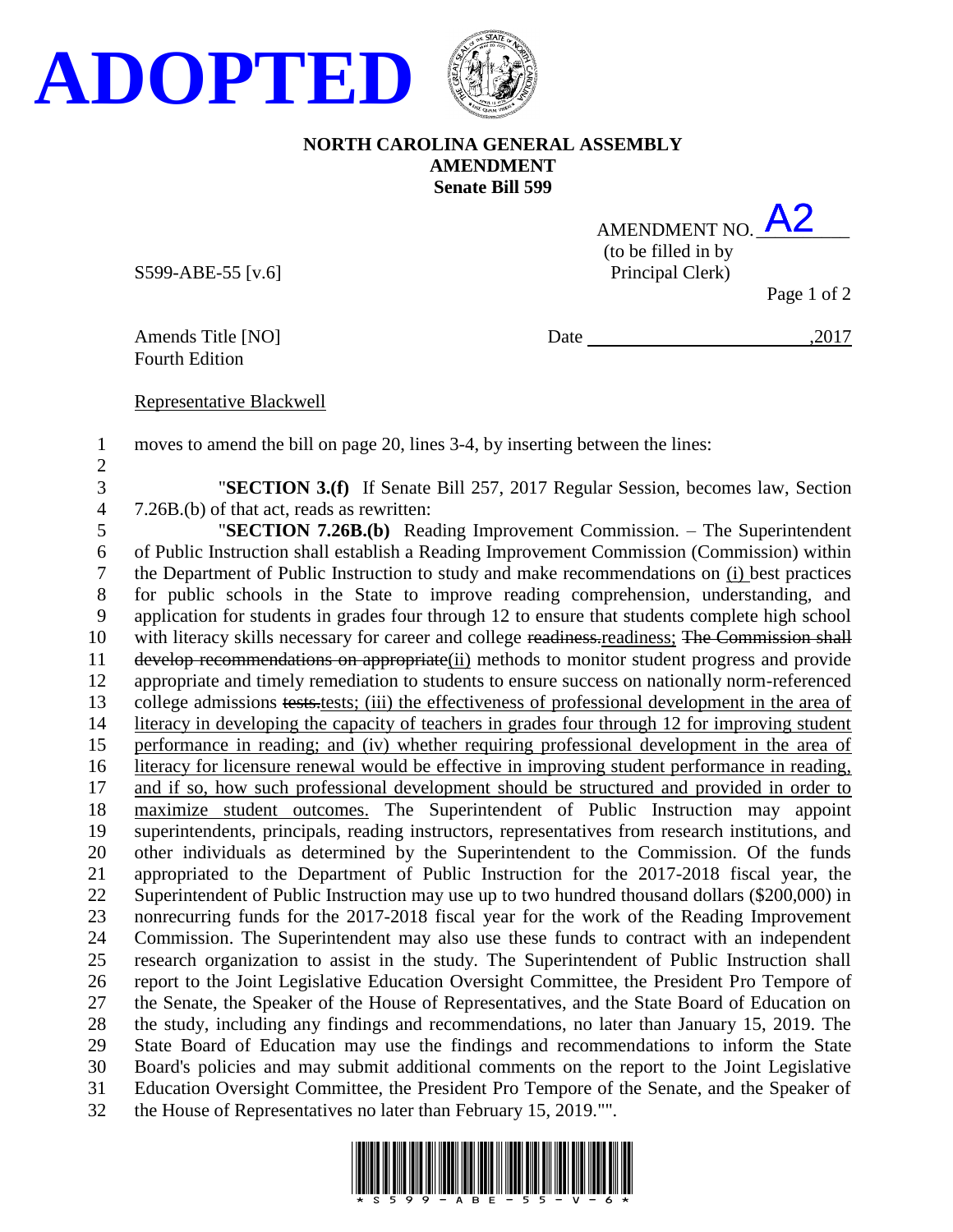**ADOPTED**

**NORTH CAROLINA GENERAL ASSEMBLY**
**AMENDMENT**
**Senate Bill 599**

AMENDMENT NO. A2
(to be filled in by Principal Clerk)

S599-ABE-55 [v.6]

Amends Title [NO]
Fourth Edition

Date ______________________,2017

Representative Blackwell

moves to amend the bill on page 20, lines 3-4, by inserting between the lines:

"**SECTION 3.(f)** If Senate Bill 257, 2017 Regular Session, becomes law, Section 7.26B.(b) of that act, reads as rewritten:

"**SECTION 7.26B.(b)** Reading Improvement Commission. – The Superintendent of Public Instruction shall establish a Reading Improvement Commission (Commission) within the Department of Public Instruction to study and make recommendations on (i) best practices for public schools in the State to improve reading comprehension, understanding, and application for students in grades four through 12 to ensure that students complete high school with literacy skills necessary for career and college ~~readiness.~~readiness; ~~The Commission shall develop recommendations on appropriate~~(ii) methods to monitor student progress and provide appropriate and timely remediation to students to ensure success on nationally norm-referenced college admissions ~~tests.~~tests; (iii) the effectiveness of professional development in the area of literacy in developing the capacity of teachers in grades four through 12 for improving student performance in reading; and (iv) whether requiring professional development in the area of literacy for licensure renewal would be effective in improving student performance in reading, and if so, how such professional development should be structured and provided in order to maximize student outcomes. The Superintendent of Public Instruction may appoint superintendents, principals, reading instructors, representatives from research institutions, and other individuals as determined by the Superintendent to the Commission. Of the funds appropriated to the Department of Public Instruction for the 2017-2018 fiscal year, the Superintendent of Public Instruction may use up to two hundred thousand dollars ($200,000) in nonrecurring funds for the 2017-2018 fiscal year for the work of the Reading Improvement Commission. The Superintendent may also use these funds to contract with an independent research organization to assist in the study. The Superintendent of Public Instruction shall report to the Joint Legislative Education Oversight Committee, the President Pro Tempore of the Senate, the Speaker of the House of Representatives, and the State Board of Education on the study, including any findings and recommendations, no later than January 15, 2019. The State Board of Education may use the findings and recommendations to inform the State Board's policies and may submit additional comments on the report to the Joint Legislative Education Oversight Committee, the President Pro Tempore of the Senate, and the Speaker of the House of Representatives no later than February 15, 2019."".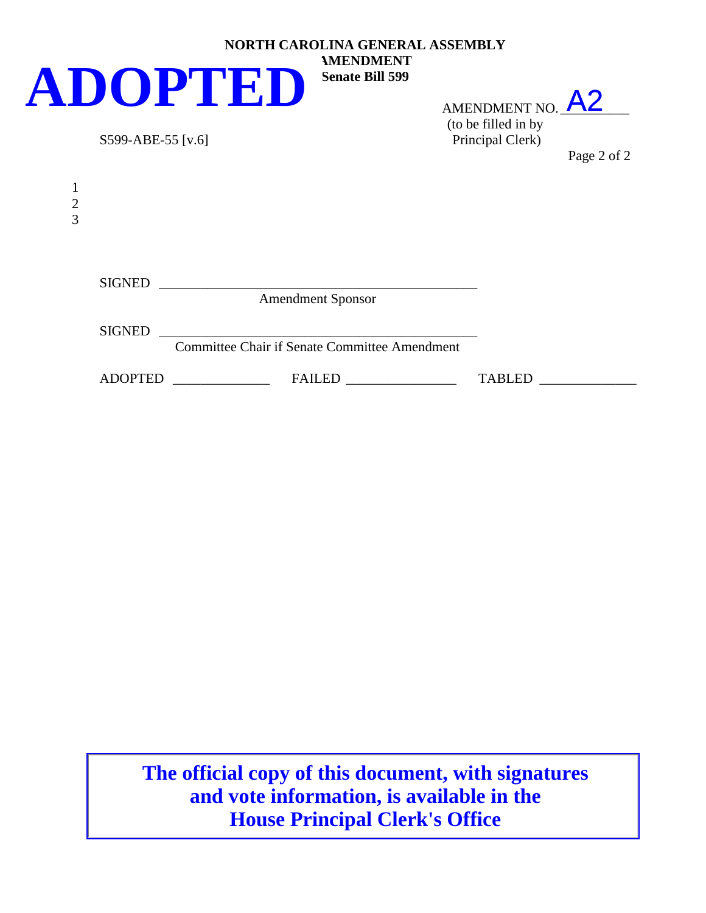# ADOPTED

**NORTH CAROLINA GENERAL ASSEMBLY**
**AMENDMENT**
**Senate Bill 599**

S599-ABE-55 [v.6]

AMENDMENT NO. A2
(to be filled in by Principal Clerk)

1
2
3

SIGNED ______________________________________________
Amendment Sponsor

SIGNED ______________________________________________
Committee Chair if Senate Committee Amendment

ADOPTED _____________ FAILED _______________ TABLED _____________

**The official copy of this document, with signatures and vote information, is available in the House Principal Clerk's Office**